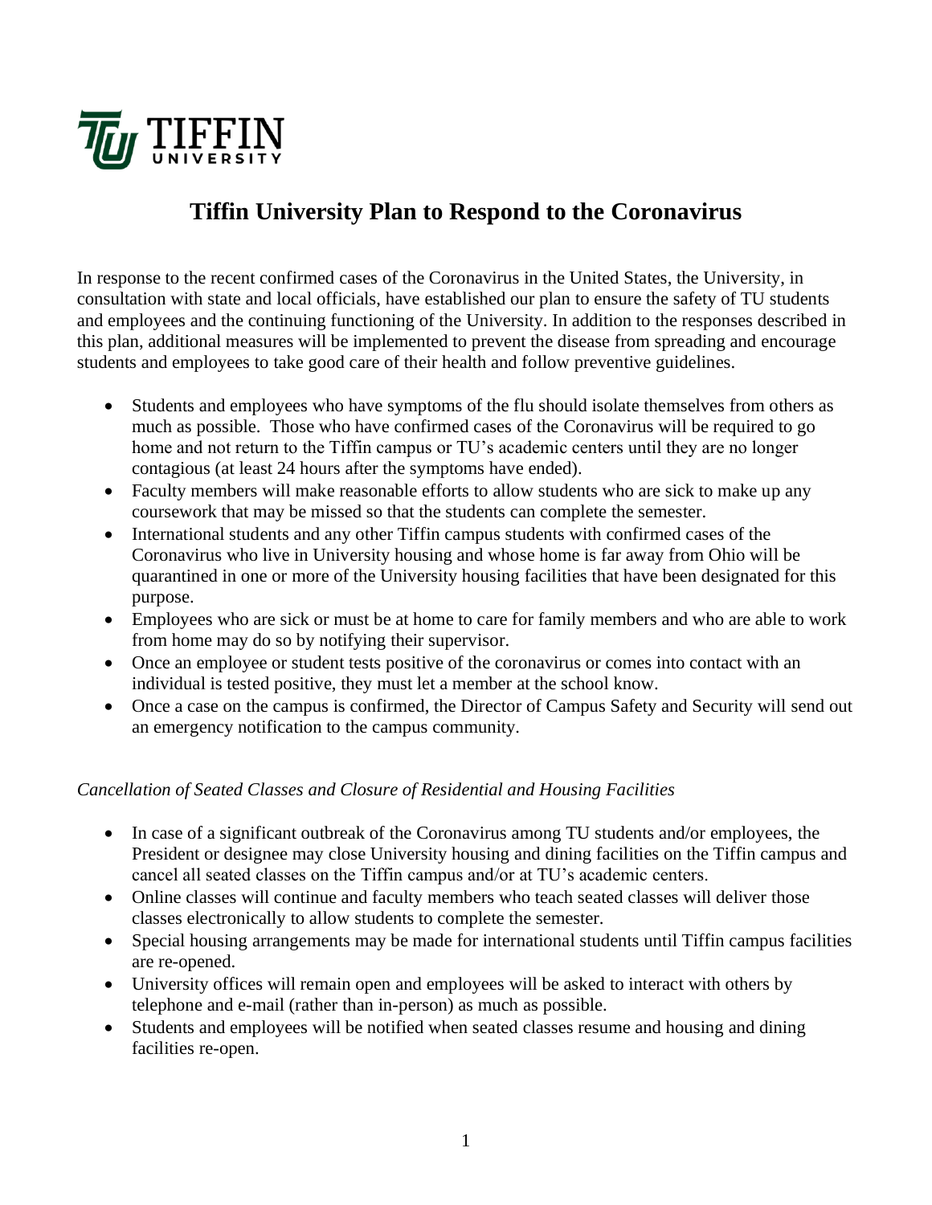TIFFIN UNIVERSITY

# Tiffin University Plan to Respond to the Coronavirus

In response to the recent confirmed cases of the Coronavirus in the United States, the University, in consultation with state and local officials, have established our plan to ensure the safety of TU students and employees and the continuing functioning of the University. In addition to the responses described in this plan, additional measures will be implemented to prevent the disease from spreading and encourage students and employees to take good care of their health and follow preventive guidelines.

- Students and employees who have symptoms of the flu should isolate themselves from others as much as possible. Those who have confirmed cases of the Coronavirus will be required to go home and not return to the Tiffin campus or TU's academic centers until they are no longer contagious (at least 24 hours after the symptoms have ended).
- Faculty members will make reasonable efforts to allow students who are sick to make up any coursework that may be missed so that the students can complete the semester.
- International students and any other Tiffin campus students with confirmed cases of the Coronavirus who live in University housing and whose home is far away from Ohio will be quarantined in one or more of the University housing facilities that have been designated for this purpose.
- Employees who are sick or must be at home to care for family members and who are able to work from home may do so by notifying their supervisor.
- Once an employee or student tests positive of the coronavirus or comes into contact with an individual is tested positive, they must let a member at the school know.
- Once a case on the campus is confirmed, the Director of Campus Safety and Security will send out an emergency notification to the campus community.

*Cancellation of Seated Classes and Closure of Residential and Housing Facilities*

- In case of a significant outbreak of the Coronavirus among TU students and/or employees, the President or designee may close University housing and dining facilities on the Tiffin campus and cancel all seated classes on the Tiffin campus and/or at TU's academic centers.
- Online classes will continue and faculty members who teach seated classes will deliver those classes electronically to allow students to complete the semester.
- Special housing arrangements may be made for international students until Tiffin campus facilities are re-opened.
- University offices will remain open and employees will be asked to interact with others by telephone and e-mail (rather than in-person) as much as possible.
- Students and employees will be notified when seated classes resume and housing and dining facilities re-open.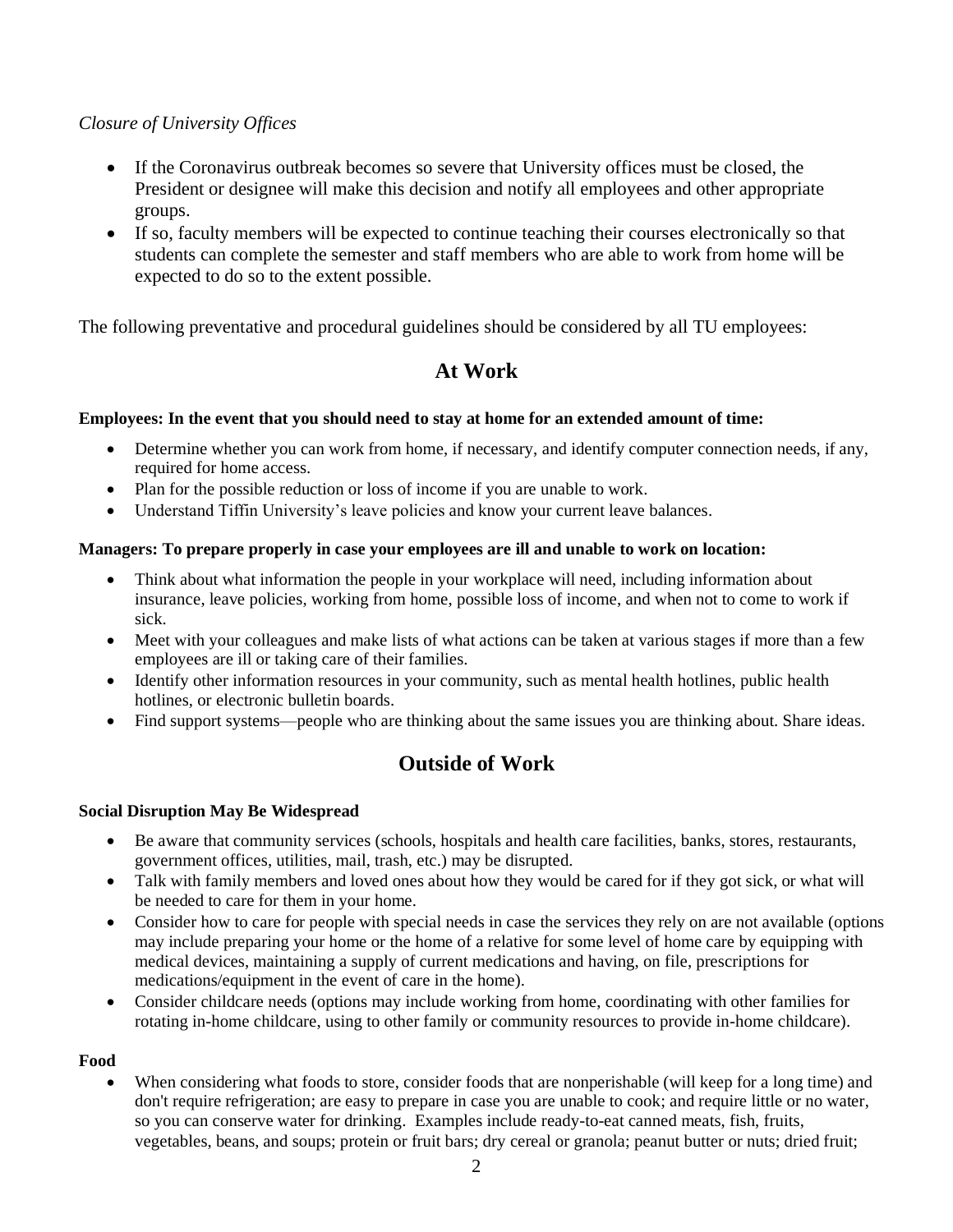*Closure of University Offices*

- If the Coronavirus outbreak becomes so severe that University offices must be closed, the President or designee will make this decision and notify all employees and other appropriate groups.
- If so, faculty members will be expected to continue teaching their courses electronically so that students can complete the semester and staff members who are able to work from home will be expected to do so to the extent possible.

The following preventative and procedural guidelines should be considered by all TU employees:

## At Work

**Employees: In the event that you should need to stay at home for an extended amount of time:**

- Determine whether you can work from home, if necessary, and identify computer connection needs, if any, required for home access.
- Plan for the possible reduction or loss of income if you are unable to work.
- Understand Tiffin University's leave policies and know your current leave balances.

**Managers: To prepare properly in case your employees are ill and unable to work on location:**

- Think about what information the people in your workplace will need, including information about insurance, leave policies, working from home, possible loss of income, and when not to come to work if sick.
- Meet with your colleagues and make lists of what actions can be taken at various stages if more than a few employees are ill or taking care of their families.
- Identify other information resources in your community, such as mental health hotlines, public health hotlines, or electronic bulletin boards.
- Find support systems—people who are thinking about the same issues you are thinking about. Share ideas.

## Outside of Work

**Social Disruption May Be Widespread**

- Be aware that community services (schools, hospitals and health care facilities, banks, stores, restaurants, government offices, utilities, mail, trash, etc.) may be disrupted.
- Talk with family members and loved ones about how they would be cared for if they got sick, or what will be needed to care for them in your home.
- Consider how to care for people with special needs in case the services they rely on are not available (options may include preparing your home or the home of a relative for some level of home care by equipping with medical devices, maintaining a supply of current medications and having, on file, prescriptions for medications/equipment in the event of care in the home).
- Consider childcare needs (options may include working from home, coordinating with other families for rotating in-home childcare, using to other family or community resources to provide in-home childcare).

**Food**

- When considering what foods to store, consider foods that are nonperishable (will keep for a long time) and don't require refrigeration; are easy to prepare in case you are unable to cook; and require little or no water, so you can conserve water for drinking. Examples include ready-to-eat canned meats, fish, fruits, vegetables, beans, and soups; protein or fruit bars; dry cereal or granola; peanut butter or nuts; dried fruit;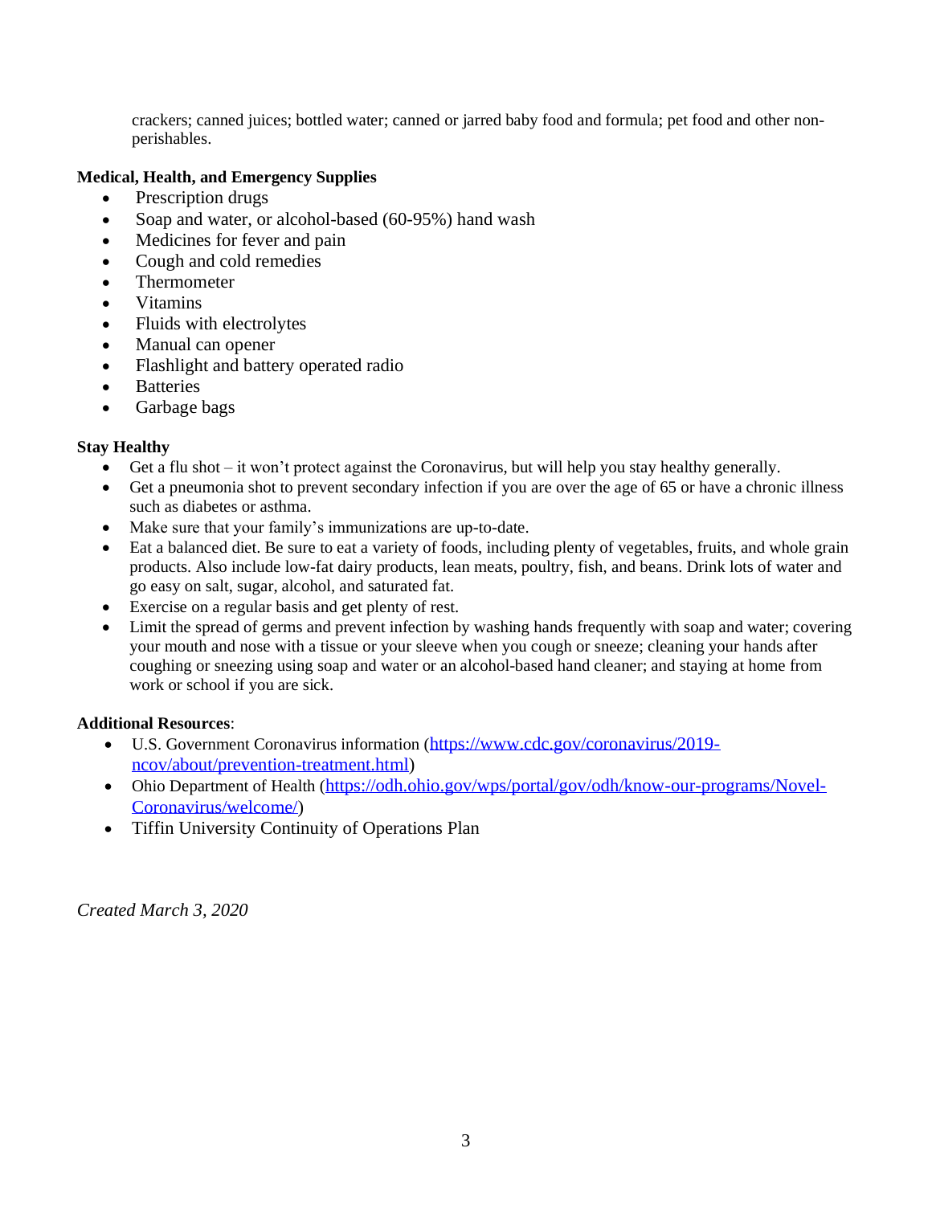crackers; canned juices; bottled water; canned or jarred baby food and formula; pet food and other non-perishables.

**Medical, Health, and Emergency Supplies**

- Prescription drugs
- Soap and water, or alcohol-based (60-95%) hand wash
- Medicines for fever and pain
- Cough and cold remedies
- Thermometer
- Vitamins
- Fluids with electrolytes
- Manual can opener
- Flashlight and battery operated radio
- Batteries
- Garbage bags

**Stay Healthy**

- Get a flu shot – it won't protect against the Coronavirus, but will help you stay healthy generally.
- Get a pneumonia shot to prevent secondary infection if you are over the age of 65 or have a chronic illness such as diabetes or asthma.
- Make sure that your family's immunizations are up-to-date.
- Eat a balanced diet. Be sure to eat a variety of foods, including plenty of vegetables, fruits, and whole grain products. Also include low-fat dairy products, lean meats, poultry, fish, and beans. Drink lots of water and go easy on salt, sugar, alcohol, and saturated fat.
- Exercise on a regular basis and get plenty of rest.
- Limit the spread of germs and prevent infection by washing hands frequently with soap and water; covering your mouth and nose with a tissue or your sleeve when you cough or sneeze; cleaning your hands after coughing or sneezing using soap and water or an alcohol-based hand cleaner; and staying at home from work or school if you are sick.

**Additional Resources**:

- U.S. Government Coronavirus information (https://www.cdc.gov/coronavirus/2019-ncov/about/prevention-treatment.html)
- Ohio Department of Health (https://odh.ohio.gov/wps/portal/gov/odh/know-our-programs/Novel-Coronavirus/welcome/)
- Tiffin University Continuity of Operations Plan

*Created March 3, 2020*